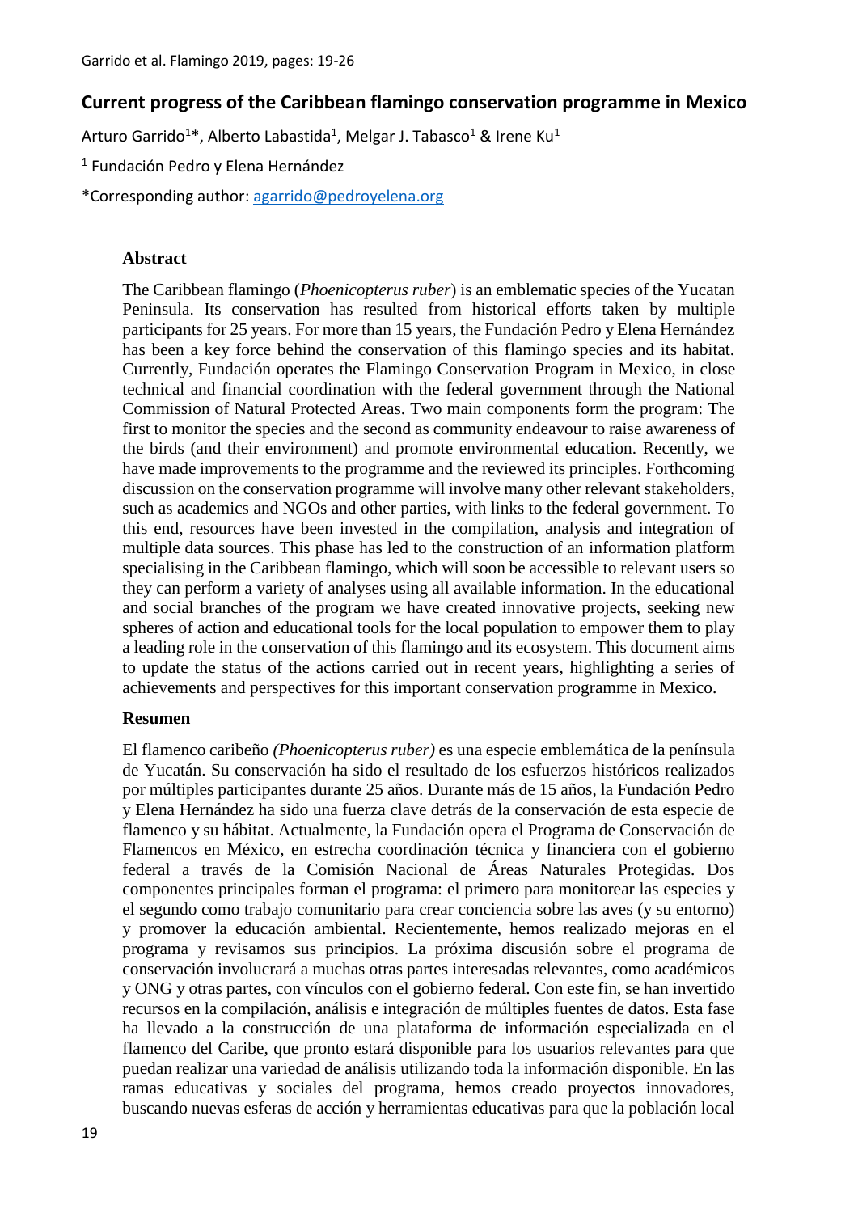# Current progress of the Caribbean flamingo conservation programme in Mexico

Arturo Garrido[1]*, Alberto Labastida[1], Melgar J. Tabasco[1] & Irene Ku[1]

[1] Fundación Pedro y Elena Hernández

*Corresponding author: agarrido@pedroyelena.org

## Abstract

The Caribbean flamingo (*Phoenicopterus ruber*) is an emblematic species of the Yucatan Peninsula. Its conservation has resulted from historical efforts taken by multiple participants for 25 years. For more than 15 years, the Fundación Pedro y Elena Hernández has been a key force behind the conservation of this flamingo species and its habitat. Currently, Fundación operates the Flamingo Conservation Program in Mexico, in close technical and financial coordination with the federal government through the National Commission of Natural Protected Areas. Two main components form the program: The first to monitor the species and the second as community endeavour to raise awareness of the birds (and their environment) and promote environmental education. Recently, we have made improvements to the programme and the reviewed its principles. Forthcoming discussion on the conservation programme will involve many other relevant stakeholders, such as academics and NGOs and other parties, with links to the federal government. To this end, resources have been invested in the compilation, analysis and integration of multiple data sources. This phase has led to the construction of an information platform specialising in the Caribbean flamingo, which will soon be accessible to relevant users so they can perform a variety of analyses using all available information. In the educational and social branches of the program we have created innovative projects, seeking new spheres of action and educational tools for the local population to empower them to play a leading role in the conservation of this flamingo and its ecosystem. This document aims to update the status of the actions carried out in recent years, highlighting a series of achievements and perspectives for this important conservation programme in Mexico.

## Resumen

El flamenco caribeño *(Phoenicopterus ruber)* es una especie emblemática de la península de Yucatán. Su conservación ha sido el resultado de los esfuerzos históricos realizados por múltiples participantes durante 25 años. Durante más de 15 años, la Fundación Pedro y Elena Hernández ha sido una fuerza clave detrás de la conservación de esta especie de flamenco y su hábitat. Actualmente, la Fundación opera el Programa de Conservación de Flamencos en México, en estrecha coordinación técnica y financiera con el gobierno federal a través de la Comisión Nacional de Áreas Naturales Protegidas. Dos componentes principales forman el programa: el primero para monitorear las especies y el segundo como trabajo comunitario para crear conciencia sobre las aves (y su entorno) y promover la educación ambiental. Recientemente, hemos realizado mejoras en el programa y revisamos sus principios. La próxima discusión sobre el programa de conservación involucrará a muchas otras partes interesadas relevantes, como académicos y ONG y otras partes, con vínculos con el gobierno federal. Con este fin, se han invertido recursos en la compilación, análisis e integración de múltiples fuentes de datos. Esta fase ha llevado a la construcción de una plataforma de información especializada en el flamenco del Caribe, que pronto estará disponible para los usuarios relevantes para que puedan realizar una variedad de análisis utilizando toda la información disponible. En las ramas educativas y sociales del programa, hemos creado proyectos innovadores, buscando nuevas esferas de acción y herramientas educativas para que la población local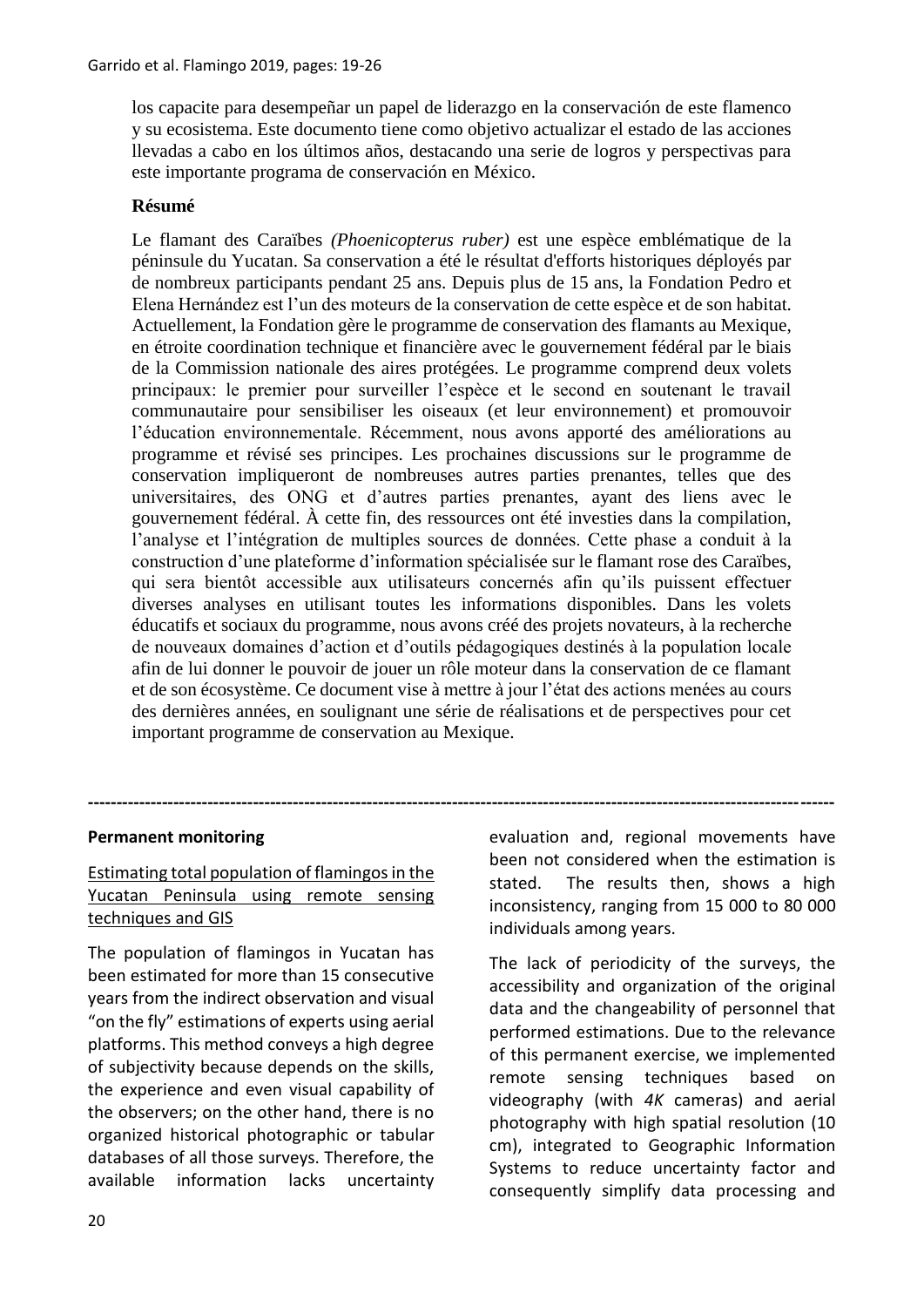los capacite para desempeñar un papel de liderazgo en la conservación de este flamenco y su ecosistema. Este documento tiene como objetivo actualizar el estado de las acciones llevadas a cabo en los últimos años, destacando una serie de logros y perspectivas para este importante programa de conservación en México.

**Résumé**

Le flamant des Caraïbes *(Phoenicopterus ruber)* est une espèce emblématique de la péninsule du Yucatan. Sa conservation a été le résultat d'efforts historiques déployés par de nombreux participants pendant 25 ans. Depuis plus de 15 ans, la Fondation Pedro et Elena Hernández est l'un des moteurs de la conservation de cette espèce et de son habitat. Actuellement, la Fondation gère le programme de conservation des flamants au Mexique, en étroite coordination technique et financière avec le gouvernement fédéral par le biais de la Commission nationale des aires protégées. Le programme comprend deux volets principaux: le premier pour surveiller l'espèce et le second en soutenant le travail communautaire pour sensibiliser les oiseaux (et leur environnement) et promouvoir l'éducation environnementale. Récemment, nous avons apporté des améliorations au programme et révisé ses principes. Les prochaines discussions sur le programme de conservation impliqueront de nombreuses autres parties prenantes, telles que des universitaires, des ONG et d'autres parties prenantes, ayant des liens avec le gouvernement fédéral. À cette fin, des ressources ont été investies dans la compilation, l'analyse et l'intégration de multiples sources de données. Cette phase a conduit à la construction d'une plateforme d'information spécialisée sur le flamant rose des Caraïbes, qui sera bientôt accessible aux utilisateurs concernés afin qu'ils puissent effectuer diverses analyses en utilisant toutes les informations disponibles. Dans les volets éducatifs et sociaux du programme, nous avons créé des projets novateurs, à la recherche de nouveaux domaines d'action et d'outils pédagogiques destinés à la population locale afin de lui donner le pouvoir de jouer un rôle moteur dans la conservation de ce flamant et de son écosystème. Ce document vise à mettre à jour l'état des actions menées au cours des dernières années, en soulignant une série de réalisations et de perspectives pour cet important programme de conservation au Mexique.

---

**Permanent monitoring**

Estimating total population of flamingos in the Yucatan Peninsula using remote sensing techniques and GIS

The population of flamingos in Yucatan has been estimated for more than 15 consecutive years from the indirect observation and visual "on the fly" estimations of experts using aerial platforms. This method conveys a high degree of subjectivity because depends on the skills, the experience and even visual capability of the observers; on the other hand, there is no organized historical photographic or tabular databases of all those surveys. Therefore, the available information lacks uncertainty evaluation and, regional movements have been not considered when the estimation is stated. The results then, shows a high inconsistency, ranging from 15 000 to 80 000 individuals among years.

The lack of periodicity of the surveys, the accessibility and organization of the original data and the changeability of personnel that performed estimations. Due to the relevance of this permanent exercise, we implemented remote sensing techniques based on videography (with *4K* cameras) and aerial photography with high spatial resolution (10 cm), integrated to Geographic Information Systems to reduce uncertainty factor and consequently simplify data processing and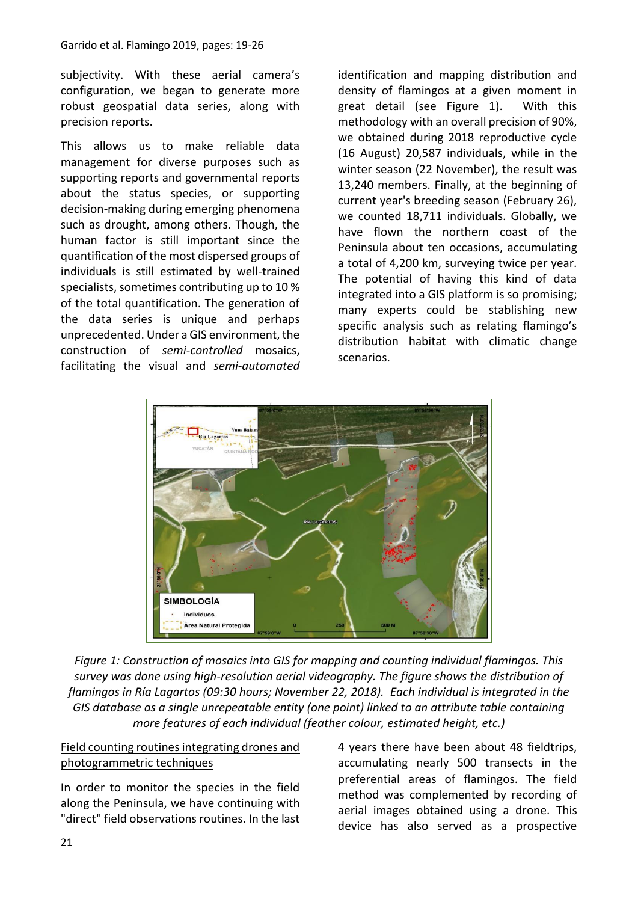subjectivity. With these aerial camera's configuration, we began to generate more robust geospatial data series, along with precision reports.

This allows us to make reliable data management for diverse purposes such as supporting reports and governmental reports about the status species, or supporting decision-making during emerging phenomena such as drought, among others. Though, the human factor is still important since the quantification of the most dispersed groups of individuals is still estimated by well-trained specialists, sometimes contributing up to 10 % of the total quantification. The generation of the data series is unique and perhaps unprecedented. Under a GIS environment, the construction of *semi-controlled* mosaics, facilitating the visual and *semi-automated* identification and mapping distribution and density of flamingos at a given moment in great detail (see Figure 1). With this methodology with an overall precision of 90%, we obtained during 2018 reproductive cycle (16 August) 20,587 individuals, while in the winter season (22 November), the result was 13,240 members. Finally, at the beginning of current year's breeding season (February 26), we counted 18,711 individuals. Globally, we have flown the northern coast of the Peninsula about ten occasions, accumulating a total of 4,200 km, surveying twice per year. The potential of having this kind of data integrated into a GIS platform is so promising; many experts could be stablishing new specific analysis such as relating flamingo's distribution habitat with climatic change scenarios.

*Figure 1: Construction of mosaics into GIS for mapping and counting individual flamingos. This survey was done using high-resolution aerial videography. The figure shows the distribution of flamingos in Ría Lagartos (09:30 hours; November 22, 2018). Each individual is integrated in the GIS database as a single unrepeatable entity (one point) linked to an attribute table containing more features of each individual (feather colour, estimated height, etc.)*

<u>Field counting routines integrating drones and photogrammetric techniques</u>

In order to monitor the species in the field along the Peninsula, we have continuing with "direct" field observations routines. In the last 4 years there have been about 48 fieldtrips, accumulating nearly 500 transects in the preferential areas of flamingos. The field method was complemented by recording of aerial images obtained using a drone. This device has also served as a prospective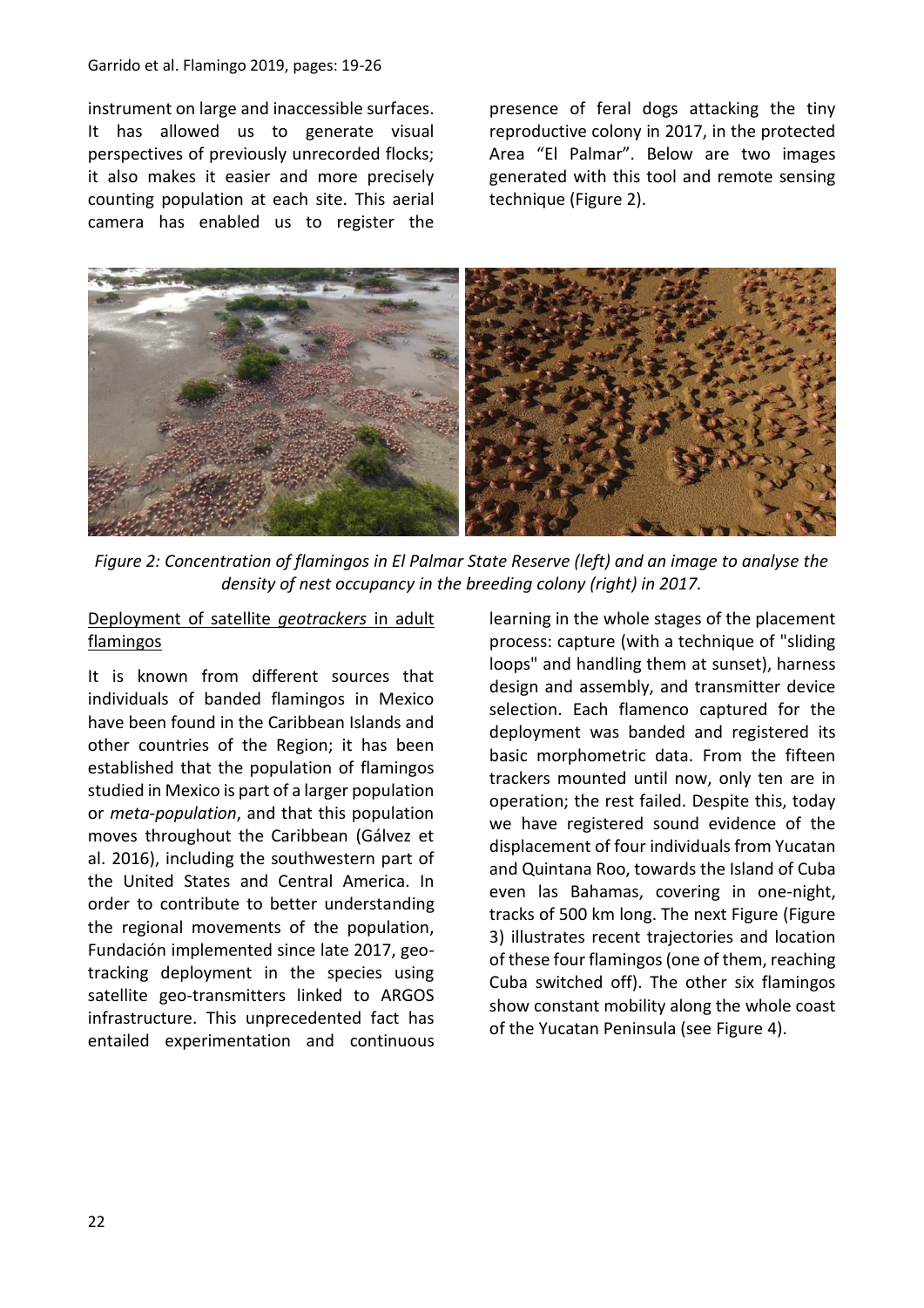instrument on large and inaccessible surfaces. It has allowed us to generate visual perspectives of previously unrecorded flocks; it also makes it easier and more precisely counting population at each site. This aerial camera has enabled us to register the presence of feral dogs attacking the tiny reproductive colony in 2017, in the protected Area "El Palmar". Below are two images generated with this tool and remote sensing technique (Figure 2).

*Figure 2: Concentration of flamingos in El Palmar State Reserve (left) and an image to analyse the density of nest occupancy in the breeding colony (right) in 2017.*

<u>Deployment of satellite *geotrackers* in adult flamingos</u>

It is known from different sources that individuals of banded flamingos in Mexico have been found in the Caribbean Islands and other countries of the Region; it has been established that the population of flamingos studied in Mexico is part of a larger population or *meta-population*, and that this population moves throughout the Caribbean (Gálvez et al. 2016), including the southwestern part of the United States and Central America. In order to contribute to better understanding the regional movements of the population, Fundación implemented since late 2017, geo-tracking deployment in the species using satellite geo-transmitters linked to ARGOS infrastructure. This unprecedented fact has entailed experimentation and continuous learning in the whole stages of the placement process: capture (with a technique of "sliding loops" and handling them at sunset), harness design and assembly, and transmitter device selection. Each flamenco captured for the deployment was banded and registered its basic morphometric data. From the fifteen trackers mounted until now, only ten are in operation; the rest failed. Despite this, today we have registered sound evidence of the displacement of four individuals from Yucatan and Quintana Roo, towards the Island of Cuba even las Bahamas, covering in one-night, tracks of 500 km long. The next Figure (Figure 3) illustrates recent trajectories and location of these four flamingos (one of them, reaching Cuba switched off). The other six flamingos show constant mobility along the whole coast of the Yucatan Peninsula (see Figure 4).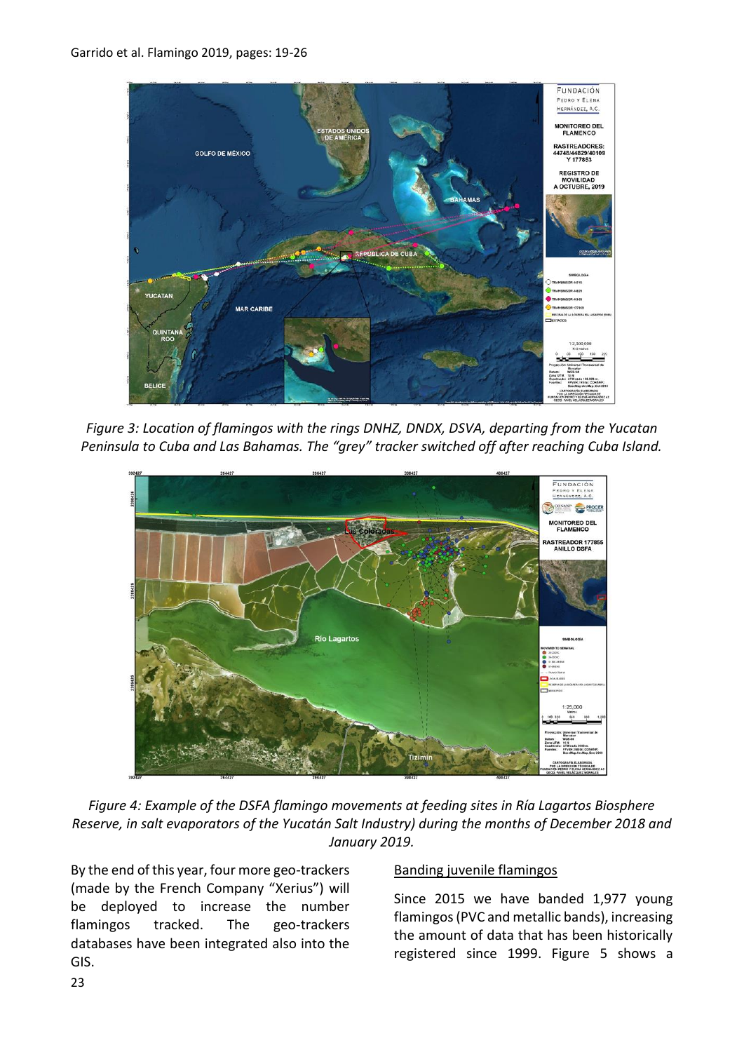*Figure 3: Location of flamingos with the rings DNHZ, DNDX, DSVA, departing from the Yucatan Peninsula to Cuba and Las Bahamas. The "grey" tracker switched off after reaching Cuba Island.*

*Figure 4: Example of the DSFA flamingo movements at feeding sites in Ría Lagartos Biosphere Reserve, in salt evaporators of the Yucatán Salt Industry) during the months of December 2018 and January 2019.*

By the end of this year, four more geo-trackers (made by the French Company "Xerius") will be deployed to increase the number flamingos tracked. The geo-trackers databases have been integrated also into the GIS.

## Banding juvenile flamingos

Since 2015 we have banded 1,977 young flamingos (PVC and metallic bands), increasing the amount of data that has been historically registered since 1999. Figure 5 shows a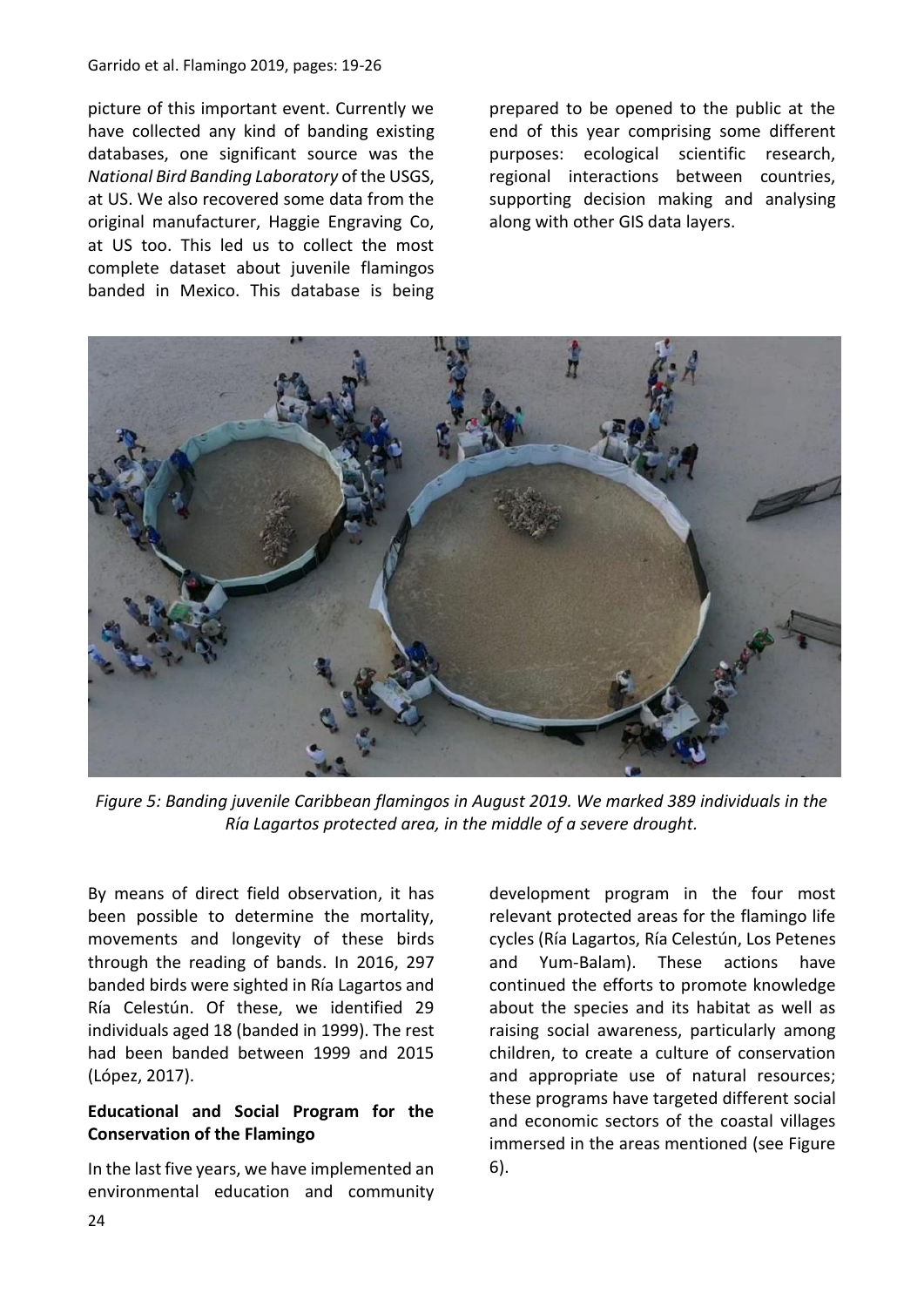picture of this important event. Currently we have collected any kind of banding existing databases, one significant source was the *National Bird Banding Laboratory* of the USGS, at US. We also recovered some data from the original manufacturer, Haggie Engraving Co, at US too. This led us to collect the most complete dataset about juvenile flamingos banded in Mexico. This database is being prepared to be opened to the public at the end of this year comprising some different purposes: ecological scientific research, regional interactions between countries, supporting decision making and analysing along with other GIS data layers.

*Figure 5: Banding juvenile Caribbean flamingos in August 2019. We marked 389 individuals in the Ría Lagartos protected area, in the middle of a severe drought.*

By means of direct field observation, it has been possible to determine the mortality, movements and longevity of these birds through the reading of bands. In 2016, 297 banded birds were sighted in Ría Lagartos and Ría Celestún. Of these, we identified 29 individuals aged 18 (banded in 1999). The rest had been banded between 1999 and 2015 (López, 2017).

**Educational and Social Program for the Conservation of the Flamingo**

In the last five years, we have implemented an environmental education and community development program in the four most relevant protected areas for the flamingo life cycles (Ría Lagartos, Ría Celestún, Los Petenes and Yum-Balam). These actions have continued the efforts to promote knowledge about the species and its habitat as well as raising social awareness, particularly among children, to create a culture of conservation and appropriate use of natural resources; these programs have targeted different social and economic sectors of the coastal villages immersed in the areas mentioned (see Figure 6).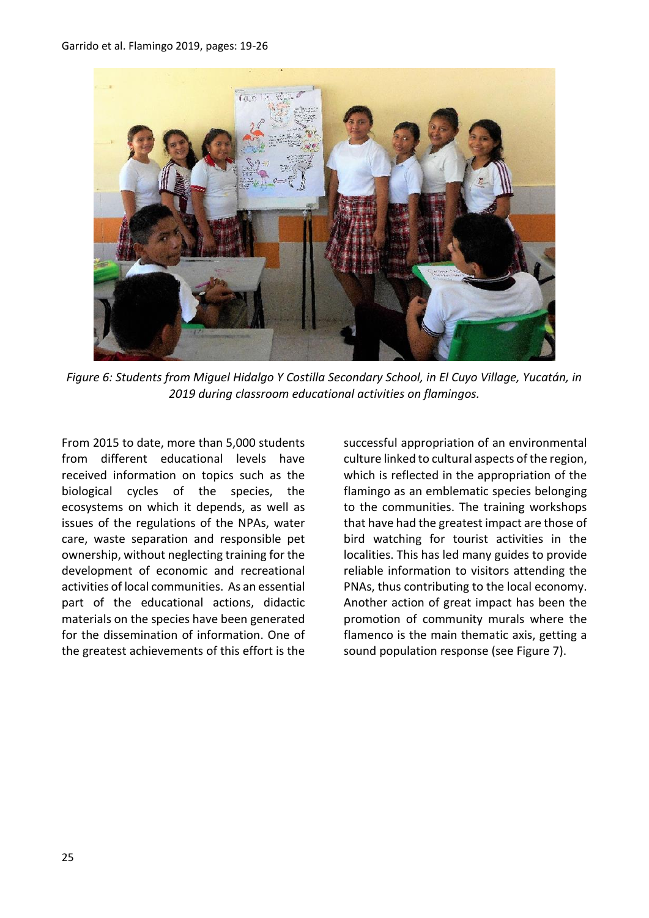*Figure 6: Students from Miguel Hidalgo Y Costilla Secondary School, in El Cuyo Village, Yucatán, in 2019 during classroom educational activities on flamingos.*

From 2015 to date, more than 5,000 students from different educational levels have received information on topics such as the biological cycles of the species, the ecosystems on which it depends, as well as issues of the regulations of the NPAs, water care, waste separation and responsible pet ownership, without neglecting training for the development of economic and recreational activities of local communities. As an essential part of the educational actions, didactic materials on the species have been generated for the dissemination of information. One of the greatest achievements of this effort is the successful appropriation of an environmental culture linked to cultural aspects of the region, which is reflected in the appropriation of the flamingo as an emblematic species belonging to the communities. The training workshops that have had the greatest impact are those of bird watching for tourist activities in the localities. This has led many guides to provide reliable information to visitors attending the PNAs, thus contributing to the local economy. Another action of great impact has been the promotion of community murals where the flamenco is the main thematic axis, getting a sound population response (see Figure 7).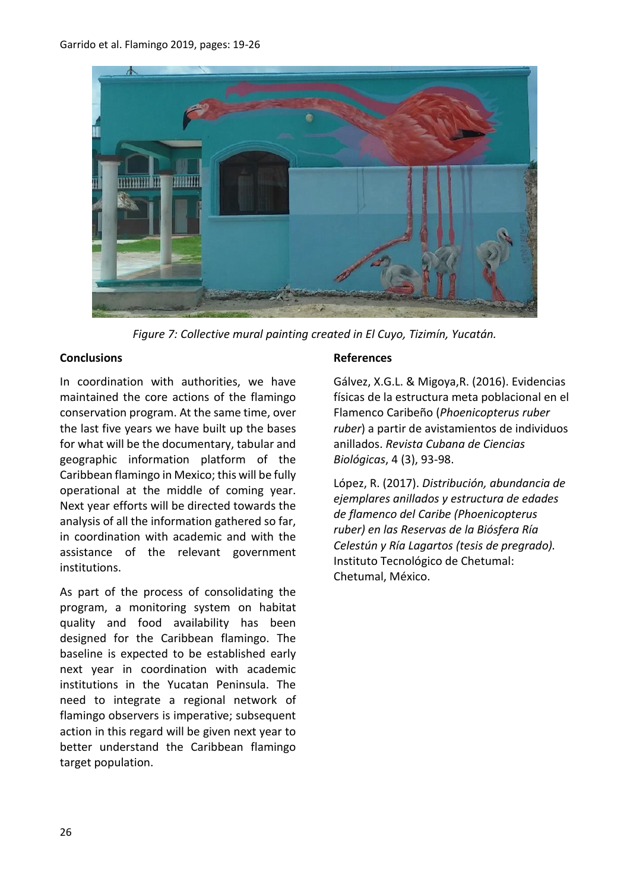*Figure 7: Collective mural painting created in El Cuyo, Tizimín, Yucatán.*

## Conclusions

In coordination with authorities, we have maintained the core actions of the flamingo conservation program. At the same time, over the last five years we have built up the bases for what will be the documentary, tabular and geographic information platform of the Caribbean flamingo in Mexico; this will be fully operational at the middle of coming year. Next year efforts will be directed towards the analysis of all the information gathered so far, in coordination with academic and with the assistance of the relevant government institutions.

As part of the process of consolidating the program, a monitoring system on habitat quality and food availability has been designed for the Caribbean flamingo. The baseline is expected to be established early next year in coordination with academic institutions in the Yucatan Peninsula. The need to integrate a regional network of flamingo observers is imperative; subsequent action in this regard will be given next year to better understand the Caribbean flamingo target population.

## References

Gálvez, X.G.L. & Migoya,R. (2016). Evidencias físicas de la estructura meta poblacional en el Flamenco Caribeño (*Phoenicopterus ruber ruber*) a partir de avistamientos de individuos anillados. *Revista Cubana de Ciencias Biológicas*, 4 (3), 93-98.

López, R. (2017). *Distribución, abundancia de ejemplares anillados y estructura de edades de flamenco del Caribe (Phoenicopterus ruber) en las Reservas de la Biósfera Ría Celestún y Ría Lagartos (tesis de pregrado).* Instituto Tecnológico de Chetumal: Chetumal, México.